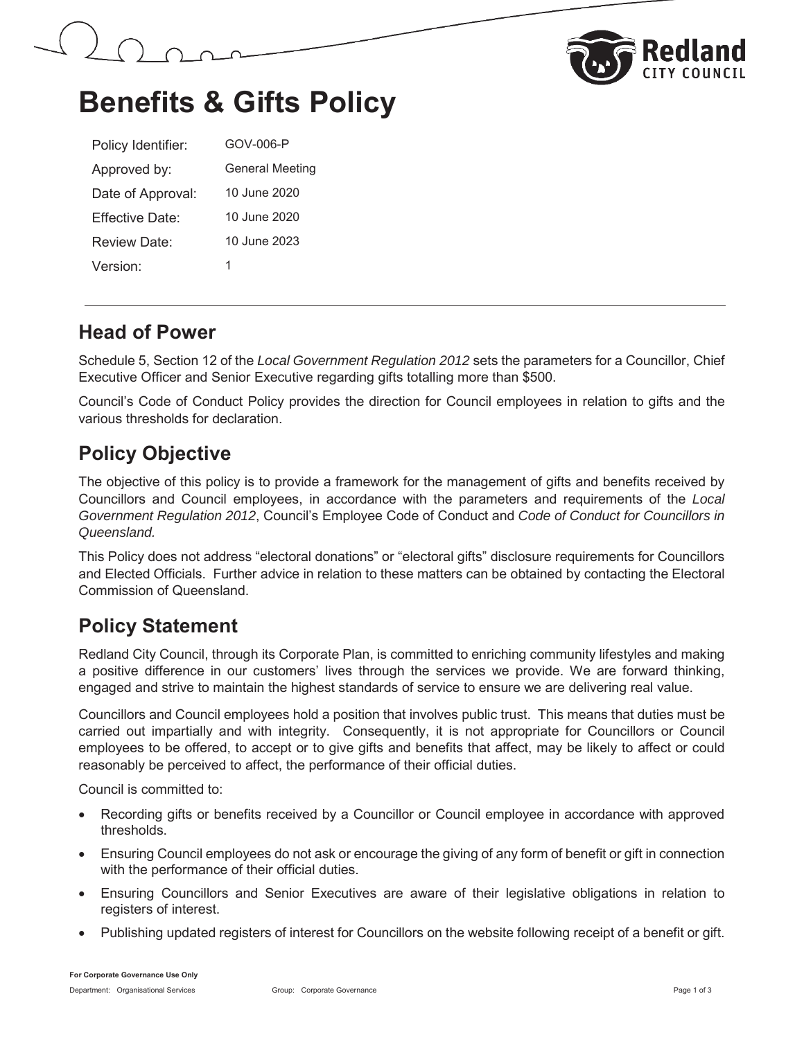# Benefits & Gifts Policy

| | |
|---|---|
| Policy Identifier: | GOV-006-P |
| Approved by: | General Meeting |
| Date of Approval: | 10 June 2020 |
| Effective Date: | 10 June 2020 |
| Review Date: | 10 June 2023 |
| Version: | 1 |

## Head of Power

Schedule 5, Section 12 of the *Local Government Regulation 2012* sets the parameters for a Councillor, Chief Executive Officer and Senior Executive regarding gifts totalling more than $500.

Council's Code of Conduct Policy provides the direction for Council employees in relation to gifts and the various thresholds for declaration.

## Policy Objective

The objective of this policy is to provide a framework for the management of gifts and benefits received by Councillors and Council employees, in accordance with the parameters and requirements of the *Local Government Regulation 2012*, Council's Employee Code of Conduct and *Code of Conduct for Councillors in Queensland.*

This Policy does not address "electoral donations" or "electoral gifts" disclosure requirements for Councillors and Elected Officials. Further advice in relation to these matters can be obtained by contacting the Electoral Commission of Queensland.

## Policy Statement

Redland City Council, through its Corporate Plan, is committed to enriching community lifestyles and making a positive difference in our customers' lives through the services we provide. We are forward thinking, engaged and strive to maintain the highest standards of service to ensure we are delivering real value.

Councillors and Council employees hold a position that involves public trust. This means that duties must be carried out impartially and with integrity. Consequently, it is not appropriate for Councillors or Council employees to be offered, to accept or to give gifts and benefits that affect, may be likely to affect or could reasonably be perceived to affect, the performance of their official duties.

Council is committed to:

- Recording gifts or benefits received by a Councillor or Council employee in accordance with approved thresholds.
- Ensuring Council employees do not ask or encourage the giving of any form of benefit or gift in connection with the performance of their official duties.
- Ensuring Councillors and Senior Executives are aware of their legislative obligations in relation to registers of interest.
- Publishing updated registers of interest for Councillors on the website following receipt of a benefit or gift.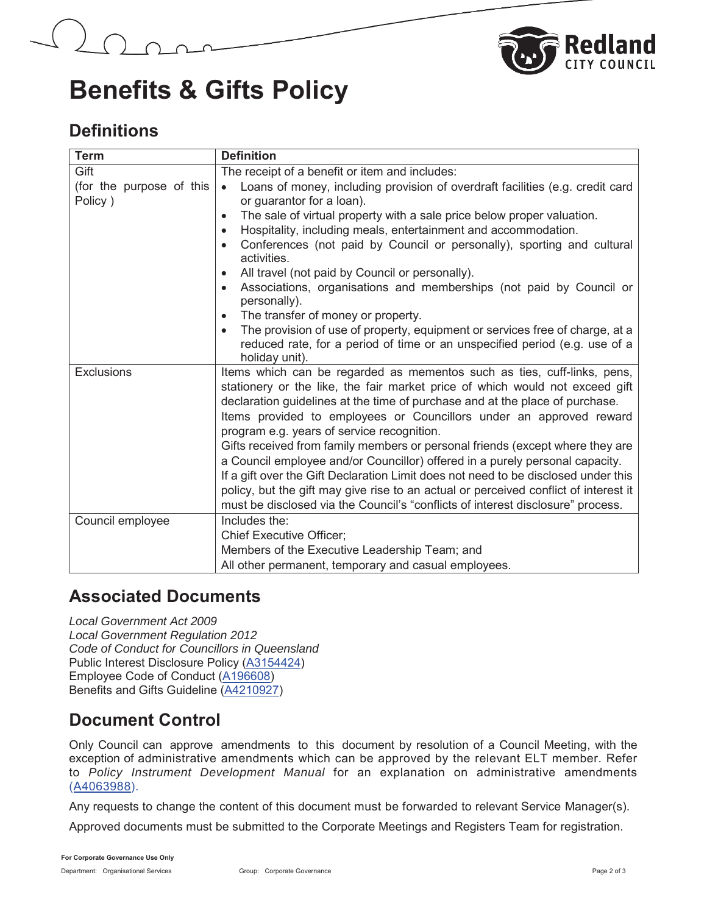# Benefits & Gifts Policy

## Definitions

| Term | Definition |
|---|---|
| Gift<br>(for the purpose of this Policy ) | The receipt of a benefit or item and includes:<br>• Loans of money, including provision of overdraft facilities (e.g. credit card or guarantor for a loan).<br>• The sale of virtual property with a sale price below proper valuation.<br>• Hospitality, including meals, entertainment and accommodation.<br>• Conferences (not paid by Council or personally), sporting and cultural activities.<br>• All travel (not paid by Council or personally).<br>• Associations, organisations and memberships (not paid by Council or personally).<br>• The transfer of money or property.<br>• The provision of use of property, equipment or services free of charge, at a reduced rate, for a period of time or an unspecified period (e.g. use of a holiday unit). |
| Exclusions | Items which can be regarded as mementos such as ties, cuff-links, pens, stationery or the like, the fair market price of which would not exceed gift declaration guidelines at the time of purchase and at the place of purchase.<br>Items provided to employees or Councillors under an approved reward program e.g. years of service recognition.<br>Gifts received from family members or personal friends (except where they are a Council employee and/or Councillor) offered in a purely personal capacity.<br>If a gift over the Gift Declaration Limit does not need to be disclosed under this policy, but the gift may give rise to an actual or perceived conflict of interest it must be disclosed via the Council's "conflicts of interest disclosure" process. |
| Council employee | Includes the:<br>Chief Executive Officer;<br>Members of the Executive Leadership Team; and<br>All other permanent, temporary and casual employees. |

## Associated Documents

*Local Government Act 2009*
*Local Government Regulation 2012*
*Code of Conduct for Councillors in Queensland*
Public Interest Disclosure Policy (A3154424)
Employee Code of Conduct (A196608)
Benefits and Gifts Guideline (A4210927)

## Document Control

Only Council can approve amendments to this document by resolution of a Council Meeting, with the exception of administrative amendments which can be approved by the relevant ELT member. Refer to *Policy Instrument Development Manual* for an explanation on administrative amendments (A4063988).

Any requests to change the content of this document must be forwarded to relevant Service Manager(s).

Approved documents must be submitted to the Corporate Meetings and Registers Team for registration.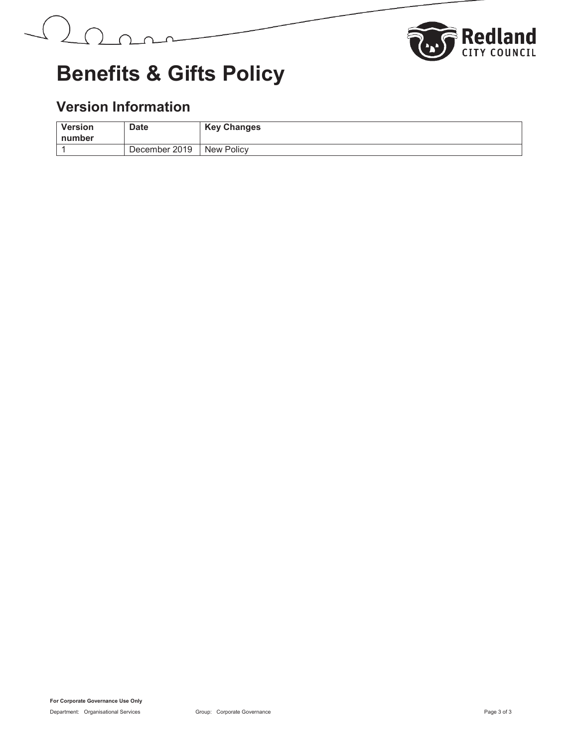# Benefits & Gifts Policy

## Version Information

| Version number | Date | Key Changes |
|---|---|---|
| 1 | December 2019 | New Policy |

**For Corporate Governance Use Only**

Department: Organisational Services Group: Corporate Governance